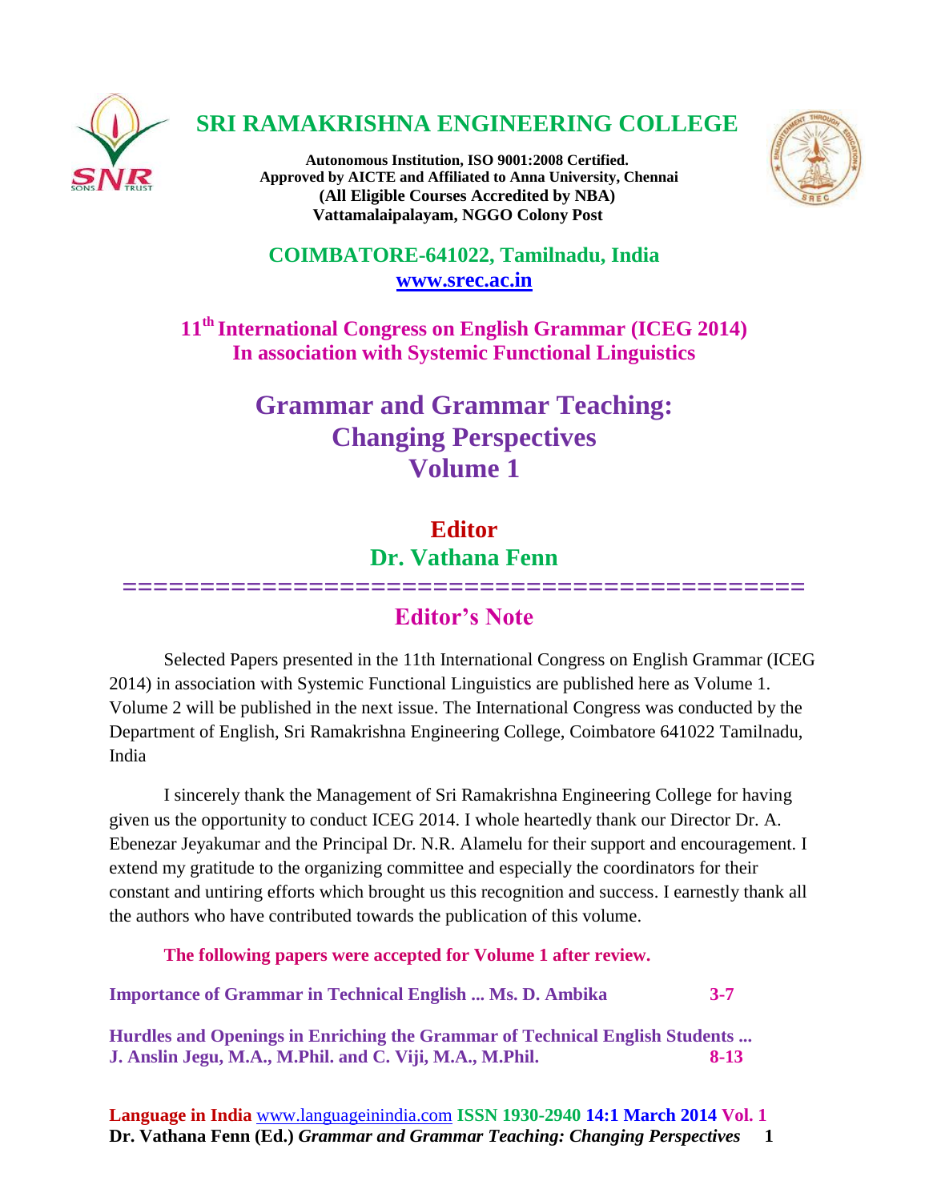# SRI RAMAKRISHNA ENGINEERING COLLEGE

**Autonomous Institution, ISO 9001:2008 Certified.**
**Approved by AICTE and Affiliated to Anna University, Chennai**
**(All Eligible Courses Accredited by NBA)**
**Vattamalaipalayam, NGGO Colony Post**

**COIMBATORE-641022, Tamilnadu, India**
**www.srec.ac.in**

## 11th International Congress on English Grammar (ICEG 2014) In association with Systemic Functional Linguistics

# Grammar and Grammar Teaching: Changing Perspectives Volume 1

**Editor**
**Dr. Vathana Fenn**

==========================================

## Editor's Note

Selected Papers presented in the 11th International Congress on English Grammar (ICEG 2014) in association with Systemic Functional Linguistics are published here as Volume 1. Volume 2 will be published in the next issue. The International Congress was conducted by the Department of English, Sri Ramakrishna Engineering College, Coimbatore 641022 Tamilnadu, India

I sincerely thank the Management of Sri Ramakrishna Engineering College for having given us the opportunity to conduct ICEG 2014. I whole heartedly thank our Director Dr. A. Ebenezar Jeyakumar and the Principal Dr. N.R. Alamelu for their support and encouragement. I extend my gratitude to the organizing committee and especially the coordinators for their constant and untiring efforts which brought us this recognition and success. I earnestly thank all the authors who have contributed towards the publication of this volume.

**The following papers were accepted for Volume 1 after review.**

**Importance of Grammar in Technical English ... Ms. D. Ambika 3-7**

**Hurdles and Openings in Enriching the Grammar of Technical English Students ...**
**J. Anslin Jegu, M.A., M.Phil. and C. Viji, M.A., M.Phil. 8-13**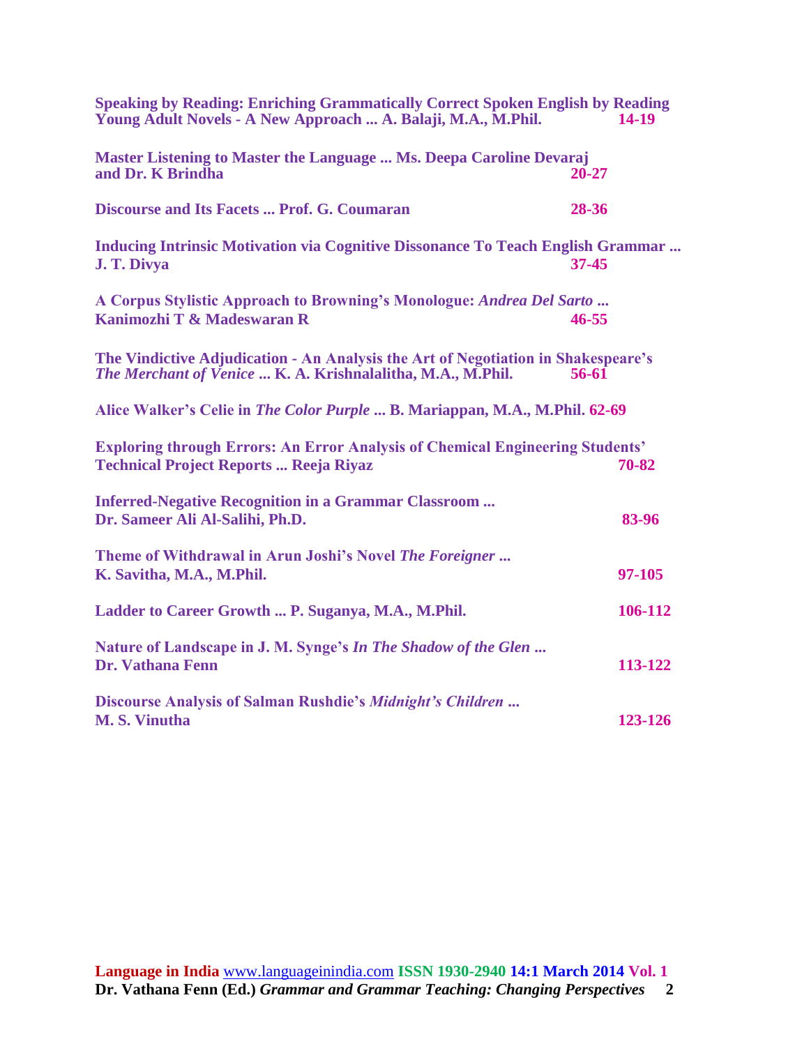**Speaking by Reading: Enriching Grammatically Correct Spoken English by Reading Young Adult Novels - A New Approach ... A. Balaji, M.A., M.Phil.** **14-19**

**Master Listening to Master the Language ... Ms. Deepa Caroline Devaraj and Dr. K Brindha** **20-27**

**Discourse and Its Facets ... Prof. G. Coumaran** **28-36**

**Inducing Intrinsic Motivation via Cognitive Dissonance To Teach English Grammar ... J. T. Divya** **37-45**

**A Corpus Stylistic Approach to Browning's Monologue: *Andrea Del Sarto* ... Kanimozhi T & Madeswaran R** **46-55**

**The Vindictive Adjudication - An Analysis the Art of Negotiation in Shakespeare's *The Merchant of Venice* ... K. A. Krishnalalitha, M.A., M.Phil.** **56-61**

**Alice Walker's Celie in *The Color Purple* ... B. Mariappan, M.A., M.Phil.** **62-69**

**Exploring through Errors: An Error Analysis of Chemical Engineering Students' Technical Project Reports ... Reeja Riyaz** **70-82**

**Inferred-Negative Recognition in a Grammar Classroom ... Dr. Sameer Ali Al-Salihi, Ph.D.** **83-96**

**Theme of Withdrawal in Arun Joshi's Novel *The Foreigner* ... K. Savitha, M.A., M.Phil.** **97-105**

**Ladder to Career Growth ... P. Suganya, M.A., M.Phil.** **106-112**

**Nature of Landscape in J. M. Synge's *In The Shadow of the Glen* ... Dr. Vathana Fenn** **113-122**

**Discourse Analysis of Salman Rushdie's *Midnight's Children* ... M. S. Vinutha** **123-126**